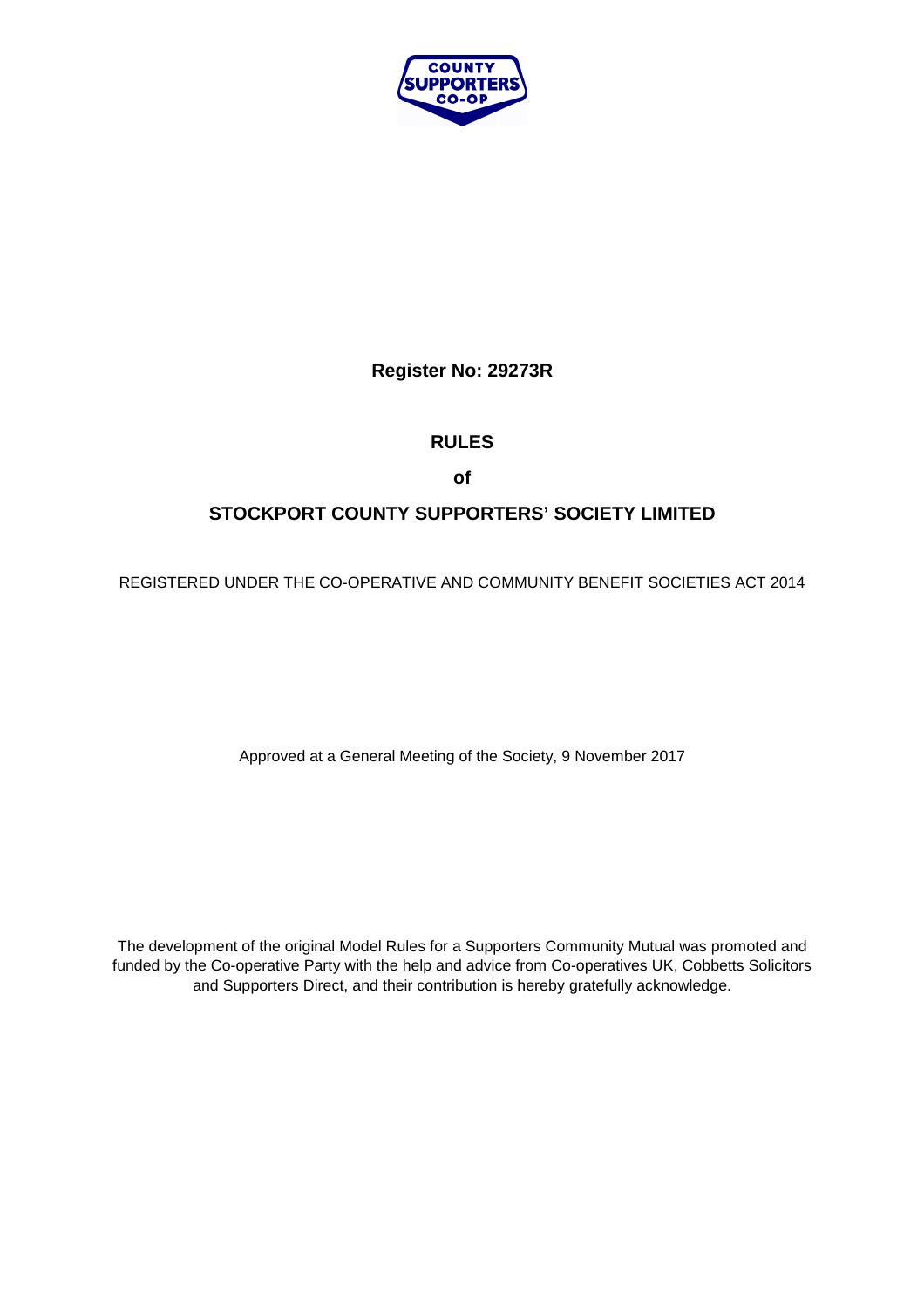**Register No: 29273R**

# RULES

**of**

# STOCKPORT COUNTY SUPPORTERS' SOCIETY LIMITED

REGISTERED UNDER THE CO-OPERATIVE AND COMMUNITY BENEFIT SOCIETIES ACT 2014

Approved at a General Meeting of the Society, 9 November 2017

The development of the original Model Rules for a Supporters Community Mutual was promoted and funded by the Co-operative Party with the help and advice from Co-operatives UK, Cobbetts Solicitors and Supporters Direct, and their contribution is hereby gratefully acknowledge.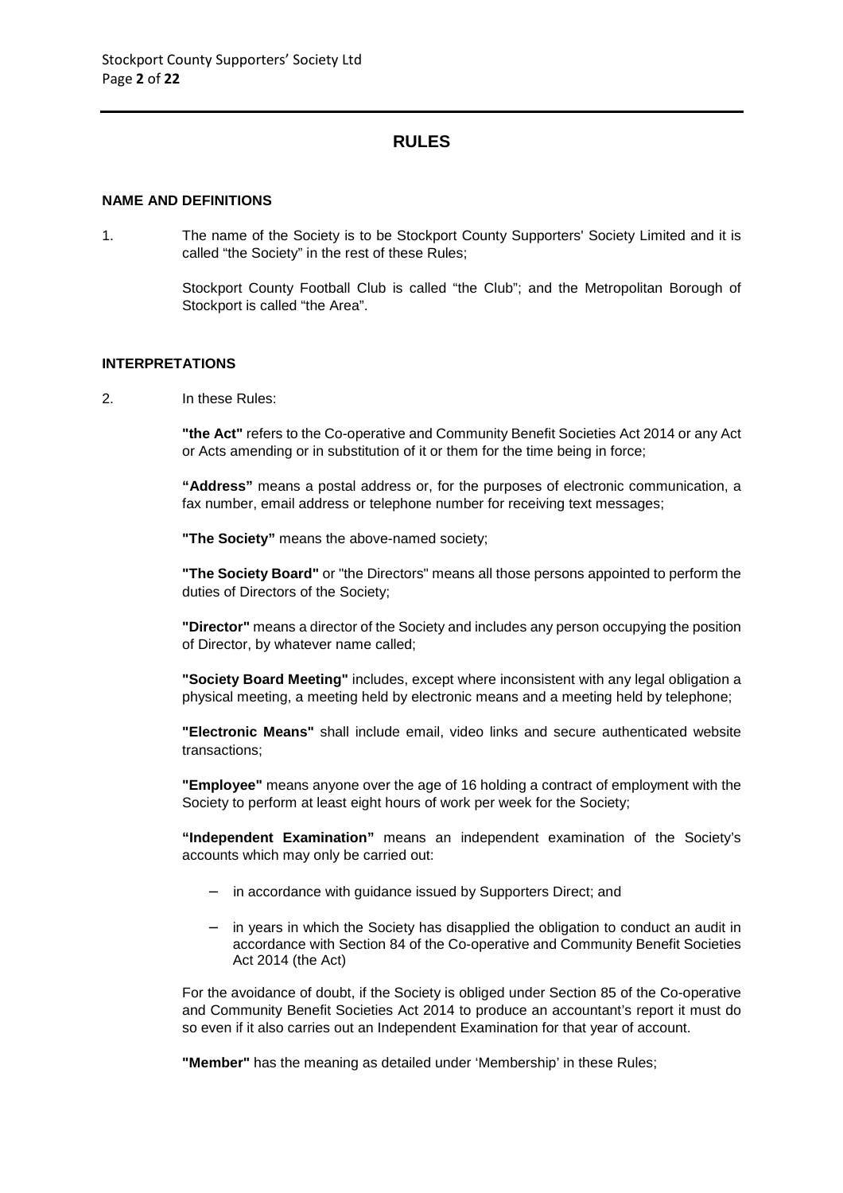# RULES

## NAME AND DEFINITIONS

1. The name of the Society is to be Stockport County Supporters' Society Limited and it is called "the Society" in the rest of these Rules;

   Stockport County Football Club is called "the Club"; and the Metropolitan Borough of Stockport is called "the Area".

## INTERPRETATIONS

2. In these Rules:

   **"the Act"** refers to the Co-operative and Community Benefit Societies Act 2014 or any Act or Acts amending or in substitution of it or them for the time being in force;

   **"Address"** means a postal address or, for the purposes of electronic communication, a fax number, email address or telephone number for receiving text messages;

   **"The Society"** means the above-named society;

   **"The Society Board"** or "the Directors" means all those persons appointed to perform the duties of Directors of the Society;

   **"Director"** means a director of the Society and includes any person occupying the position of Director, by whatever name called;

   **"Society Board Meeting"** includes, except where inconsistent with any legal obligation a physical meeting, a meeting held by electronic means and a meeting held by telephone;

   **"Electronic Means"** shall include email, video links and secure authenticated website transactions;

   **"Employee"** means anyone over the age of 16 holding a contract of employment with the Society to perform at least eight hours of work per week for the Society;

   **"Independent Examination"** means an independent examination of the Society's accounts which may only be carried out:

   - in accordance with guidance issued by Supporters Direct; and
   - in years in which the Society has disapplied the obligation to conduct an audit in accordance with Section 84 of the Co-operative and Community Benefit Societies Act 2014 (the Act)

   For the avoidance of doubt, if the Society is obliged under Section 85 of the Co-operative and Community Benefit Societies Act 2014 to produce an accountant's report it must do so even if it also carries out an Independent Examination for that year of account.

   **"Member"** has the meaning as detailed under 'Membership' in these Rules;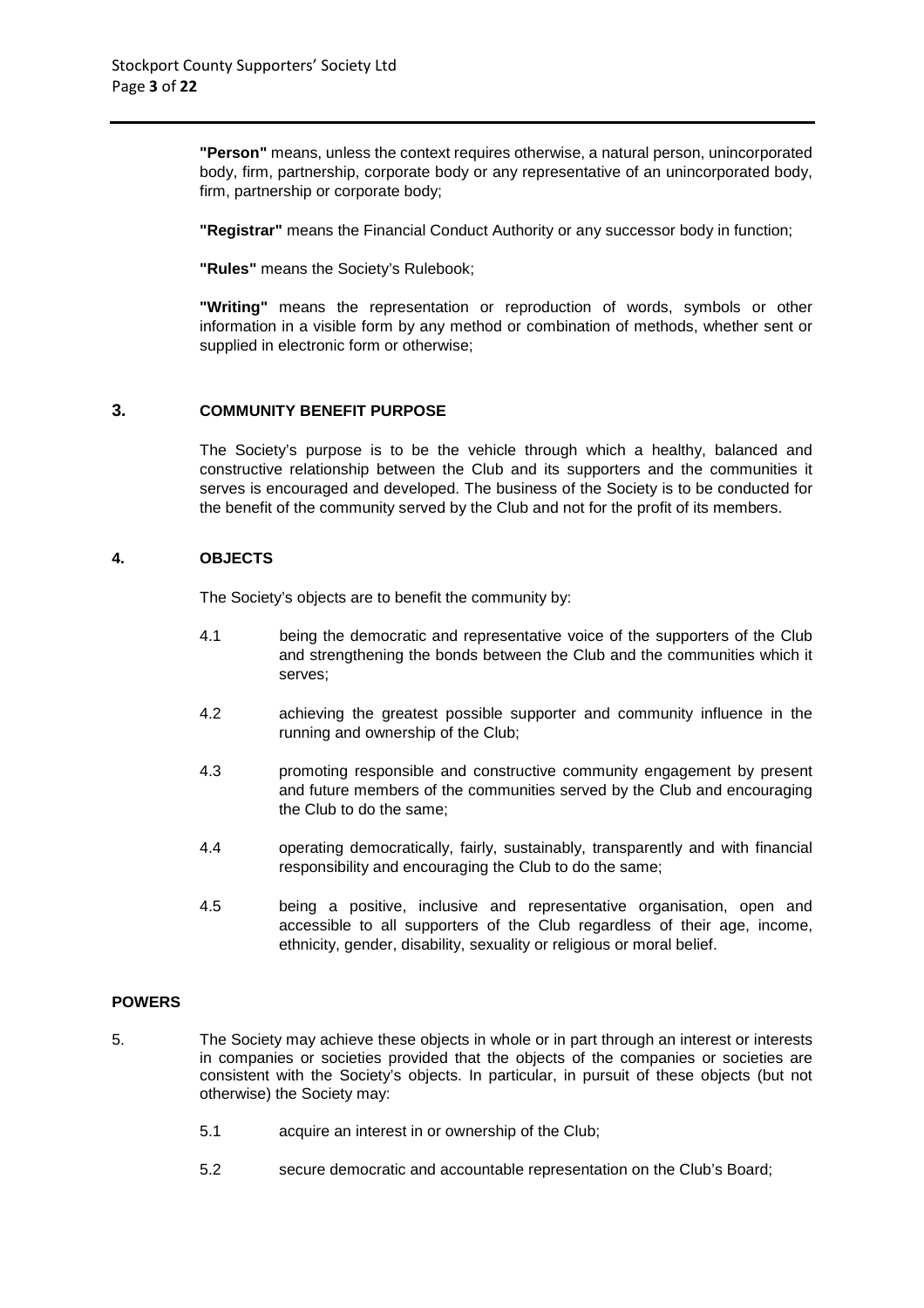**"Person"** means, unless the context requires otherwise, a natural person, unincorporated body, firm, partnership, corporate body or any representative of an unincorporated body, firm, partnership or corporate body;

**"Registrar"** means the Financial Conduct Authority or any successor body in function;

**"Rules"** means the Society's Rulebook;

**"Writing"** means the representation or reproduction of words, symbols or other information in a visible form by any method or combination of methods, whether sent or supplied in electronic form or otherwise;

## 3. COMMUNITY BENEFIT PURPOSE

The Society's purpose is to be the vehicle through which a healthy, balanced and constructive relationship between the Club and its supporters and the communities it serves is encouraged and developed. The business of the Society is to be conducted for the benefit of the community served by the Club and not for the profit of its members.

## 4. OBJECTS

The Society's objects are to benefit the community by:

4.1 being the democratic and representative voice of the supporters of the Club and strengthening the bonds between the Club and the communities which it serves;

4.2 achieving the greatest possible supporter and community influence in the running and ownership of the Club;

4.3 promoting responsible and constructive community engagement by present and future members of the communities served by the Club and encouraging the Club to do the same;

4.4 operating democratically, fairly, sustainably, transparently and with financial responsibility and encouraging the Club to do the same;

4.5 being a positive, inclusive and representative organisation, open and accessible to all supporters of the Club regardless of their age, income, ethnicity, gender, disability, sexuality or religious or moral belief.

## POWERS

5. The Society may achieve these objects in whole or in part through an interest or interests in companies or societies provided that the objects of the companies or societies are consistent with the Society's objects. In particular, in pursuit of these objects (but not otherwise) the Society may:

5.1 acquire an interest in or ownership of the Club;

5.2 secure democratic and accountable representation on the Club's Board;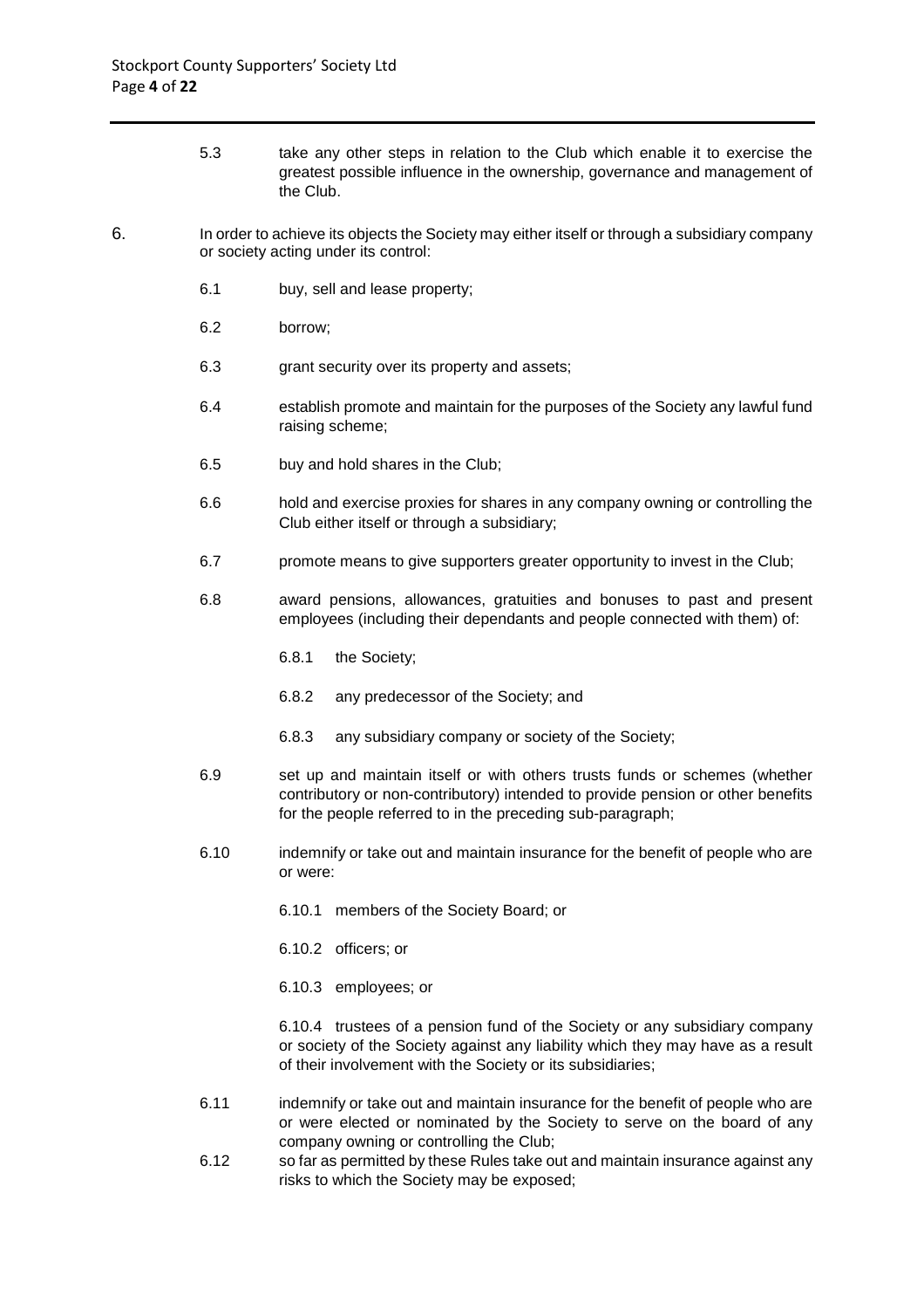5.3 take any other steps in relation to the Club which enable it to exercise the greatest possible influence in the ownership, governance and management of the Club.

6. In order to achieve its objects the Society may either itself or through a subsidiary company or society acting under its control:

6.1 buy, sell and lease property;

6.2 borrow;

6.3 grant security over its property and assets;

6.4 establish promote and maintain for the purposes of the Society any lawful fund raising scheme;

6.5 buy and hold shares in the Club;

6.6 hold and exercise proxies for shares in any company owning or controlling the Club either itself or through a subsidiary;

6.7 promote means to give supporters greater opportunity to invest in the Club;

6.8 award pensions, allowances, gratuities and bonuses to past and present employees (including their dependants and people connected with them) of:

6.8.1 the Society;

6.8.2 any predecessor of the Society; and

6.8.3 any subsidiary company or society of the Society;

6.9 set up and maintain itself or with others trusts funds or schemes (whether contributory or non-contributory) intended to provide pension or other benefits for the people referred to in the preceding sub-paragraph;

6.10 indemnify or take out and maintain insurance for the benefit of people who are or were:

6.10.1 members of the Society Board; or

6.10.2 officers; or

6.10.3 employees; or

6.10.4 trustees of a pension fund of the Society or any subsidiary company or society of the Society against any liability which they may have as a result of their involvement with the Society or its subsidiaries;

6.11 indemnify or take out and maintain insurance for the benefit of people who are or were elected or nominated by the Society to serve on the board of any company owning or controlling the Club;

6.12 so far as permitted by these Rules take out and maintain insurance against any risks to which the Society may be exposed;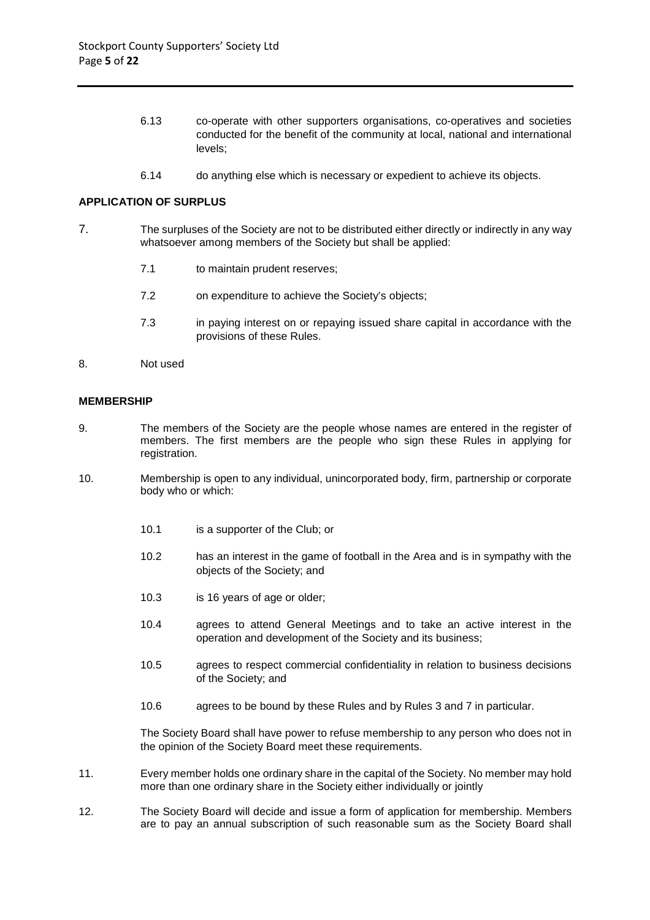6.13 co-operate with other supporters organisations, co-operatives and societies conducted for the benefit of the community at local, national and international levels;

6.14 do anything else which is necessary or expedient to achieve its objects.

**APPLICATION OF SURPLUS**

7. The surpluses of the Society are not to be distributed either directly or indirectly in any way whatsoever among members of the Society but shall be applied:

 7.1 to maintain prudent reserves;

 7.2 on expenditure to achieve the Society's objects;

 7.3 in paying interest on or repaying issued share capital in accordance with the provisions of these Rules.

8. Not used

**MEMBERSHIP**

9. The members of the Society are the people whose names are entered in the register of members. The first members are the people who sign these Rules in applying for registration.

10. Membership is open to any individual, unincorporated body, firm, partnership or corporate body who or which:

 10.1 is a supporter of the Club; or

 10.2 has an interest in the game of football in the Area and is in sympathy with the objects of the Society; and

 10.3 is 16 years of age or older;

 10.4 agrees to attend General Meetings and to take an active interest in the operation and development of the Society and its business;

 10.5 agrees to respect commercial confidentiality in relation to business decisions of the Society; and

 10.6 agrees to be bound by these Rules and by Rules 3 and 7 in particular.

 The Society Board shall have power to refuse membership to any person who does not in the opinion of the Society Board meet these requirements.

11. Every member holds one ordinary share in the capital of the Society. No member may hold more than one ordinary share in the Society either individually or jointly

12. The Society Board will decide and issue a form of application for membership. Members are to pay an annual subscription of such reasonable sum as the Society Board shall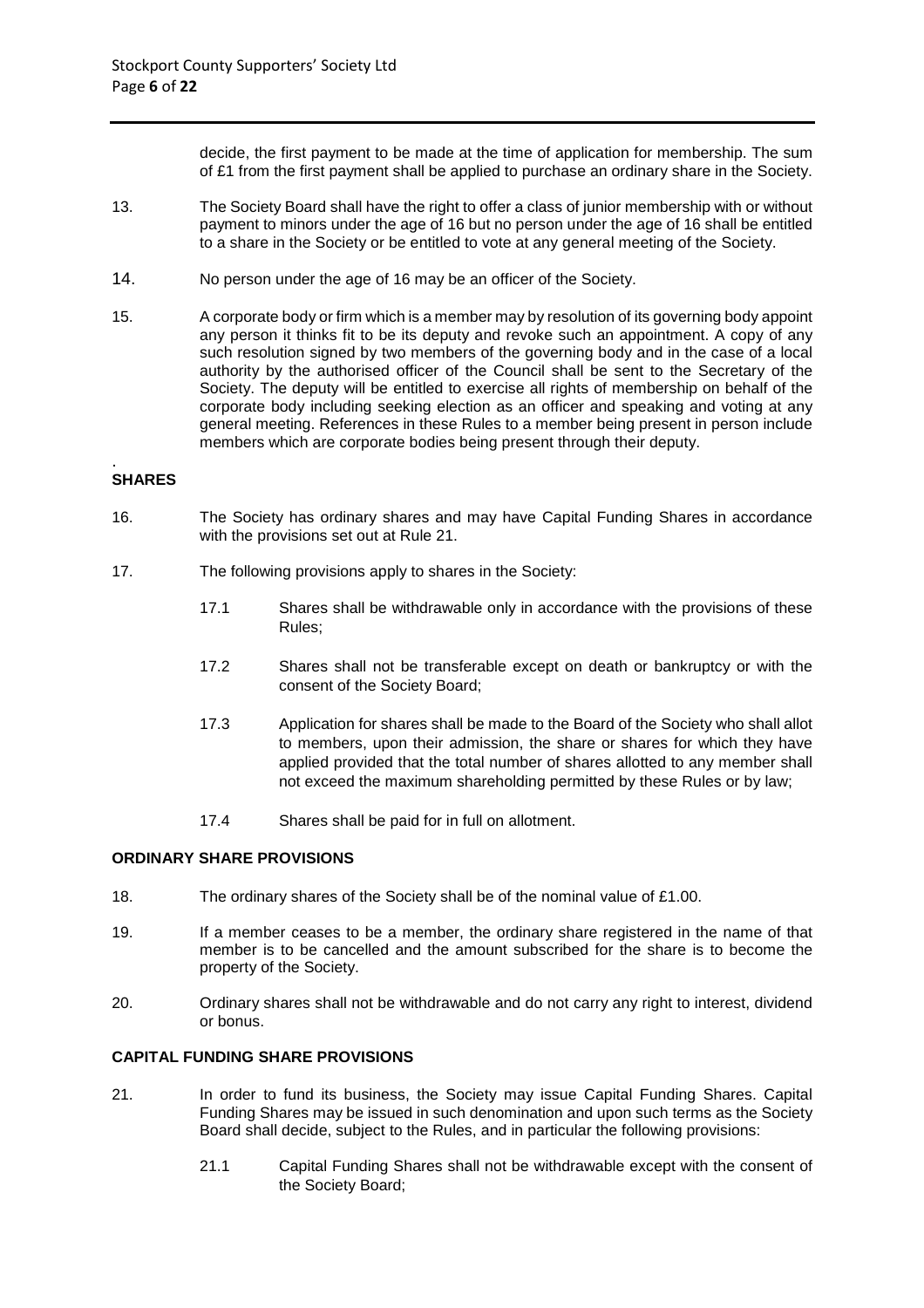decide, the first payment to be made at the time of application for membership. The sum of £1 from the first payment shall be applied to purchase an ordinary share in the Society.

13. The Society Board shall have the right to offer a class of junior membership with or without payment to minors under the age of 16 but no person under the age of 16 shall be entitled to a share in the Society or be entitled to vote at any general meeting of the Society.

14. No person under the age of 16 may be an officer of the Society.

15. A corporate body or firm which is a member may by resolution of its governing body appoint any person it thinks fit to be its deputy and revoke such an appointment. A copy of any such resolution signed by two members of the governing body and in the case of a local authority by the authorised officer of the Council shall be sent to the Secretary of the Society. The deputy will be entitled to exercise all rights of membership on behalf of the corporate body including seeking election as an officer and speaking and voting at any general meeting. References in these Rules to a member being present in person include members which are corporate bodies being present through their deputy.

**SHARES**

16. The Society has ordinary shares and may have Capital Funding Shares in accordance with the provisions set out at Rule 21.

17. The following provisions apply to shares in the Society:

    17.1 Shares shall be withdrawable only in accordance with the provisions of these Rules;

    17.2 Shares shall not be transferable except on death or bankruptcy or with the consent of the Society Board;

    17.3 Application for shares shall be made to the Board of the Society who shall allot to members, upon their admission, the share or shares for which they have applied provided that the total number of shares allotted to any member shall not exceed the maximum shareholding permitted by these Rules or by law;

    17.4 Shares shall be paid for in full on allotment.

**ORDINARY SHARE PROVISIONS**

18. The ordinary shares of the Society shall be of the nominal value of £1.00.

19. If a member ceases to be a member, the ordinary share registered in the name of that member is to be cancelled and the amount subscribed for the share is to become the property of the Society.

20. Ordinary shares shall not be withdrawable and do not carry any right to interest, dividend or bonus.

**CAPITAL FUNDING SHARE PROVISIONS**

21. In order to fund its business, the Society may issue Capital Funding Shares. Capital Funding Shares may be issued in such denomination and upon such terms as the Society Board shall decide, subject to the Rules, and in particular the following provisions:

    21.1 Capital Funding Shares shall not be withdrawable except with the consent of the Society Board;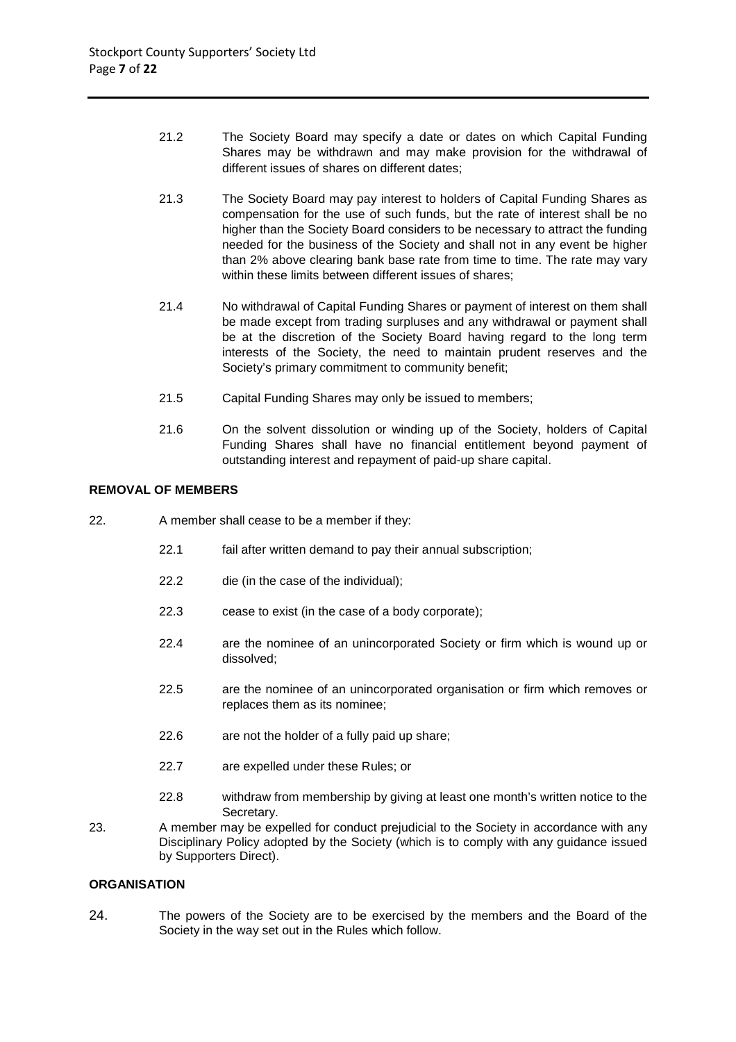21.2 The Society Board may specify a date or dates on which Capital Funding Shares may be withdrawn and may make provision for the withdrawal of different issues of shares on different dates;

21.3 The Society Board may pay interest to holders of Capital Funding Shares as compensation for the use of such funds, but the rate of interest shall be no higher than the Society Board considers to be necessary to attract the funding needed for the business of the Society and shall not in any event be higher than 2% above clearing bank base rate from time to time. The rate may vary within these limits between different issues of shares;

21.4 No withdrawal of Capital Funding Shares or payment of interest on them shall be made except from trading surpluses and any withdrawal or payment shall be at the discretion of the Society Board having regard to the long term interests of the Society, the need to maintain prudent reserves and the Society's primary commitment to community benefit;

21.5 Capital Funding Shares may only be issued to members;

21.6 On the solvent dissolution or winding up of the Society, holders of Capital Funding Shares shall have no financial entitlement beyond payment of outstanding interest and repayment of paid-up share capital.

**REMOVAL OF MEMBERS**

22. A member shall cease to be a member if they:

22.1 fail after written demand to pay their annual subscription;

22.2 die (in the case of the individual);

22.3 cease to exist (in the case of a body corporate);

22.4 are the nominee of an unincorporated Society or firm which is wound up or dissolved;

22.5 are the nominee of an unincorporated organisation or firm which removes or replaces them as its nominee;

22.6 are not the holder of a fully paid up share;

22.7 are expelled under these Rules; or

22.8 withdraw from membership by giving at least one month's written notice to the Secretary.

23. A member may be expelled for conduct prejudicial to the Society in accordance with any Disciplinary Policy adopted by the Society (which is to comply with any guidance issued by Supporters Direct).

**ORGANISATION**

24. The powers of the Society are to be exercised by the members and the Board of the Society in the way set out in the Rules which follow.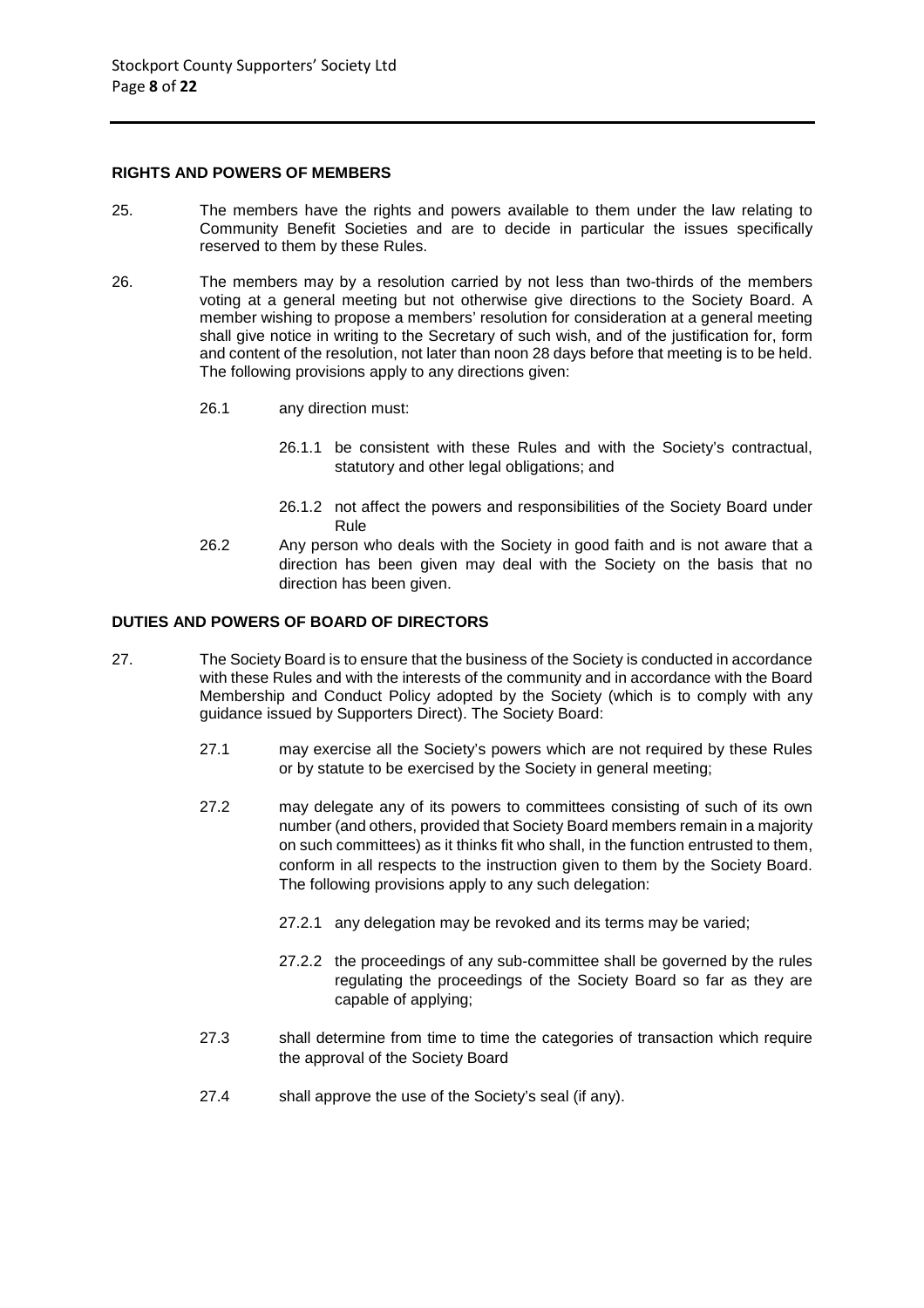## RIGHTS AND POWERS OF MEMBERS

25. The members have the rights and powers available to them under the law relating to Community Benefit Societies and are to decide in particular the issues specifically reserved to them by these Rules.

26. The members may by a resolution carried by not less than two-thirds of the members voting at a general meeting but not otherwise give directions to the Society Board. A member wishing to propose a members' resolution for consideration at a general meeting shall give notice in writing to the Secretary of such wish, and of the justification for, form and content of the resolution, not later than noon 28 days before that meeting is to be held. The following provisions apply to any directions given:

    26.1 any direction must:

    26.1.1 be consistent with these Rules and with the Society's contractual, statutory and other legal obligations; and

    26.1.2 not affect the powers and responsibilities of the Society Board under Rule

    26.2 Any person who deals with the Society in good faith and is not aware that a direction has been given may deal with the Society on the basis that no direction has been given.

## DUTIES AND POWERS OF BOARD OF DIRECTORS

27. The Society Board is to ensure that the business of the Society is conducted in accordance with these Rules and with the interests of the community and in accordance with the Board Membership and Conduct Policy adopted by the Society (which is to comply with any guidance issued by Supporters Direct). The Society Board:

    27.1 may exercise all the Society's powers which are not required by these Rules or by statute to be exercised by the Society in general meeting;

    27.2 may delegate any of its powers to committees consisting of such of its own number (and others, provided that Society Board members remain in a majority on such committees) as it thinks fit who shall, in the function entrusted to them, conform in all respects to the instruction given to them by the Society Board. The following provisions apply to any such delegation:

    27.2.1 any delegation may be revoked and its terms may be varied;

    27.2.2 the proceedings of any sub-committee shall be governed by the rules regulating the proceedings of the Society Board so far as they are capable of applying;

    27.3 shall determine from time to time the categories of transaction which require the approval of the Society Board

    27.4 shall approve the use of the Society's seal (if any).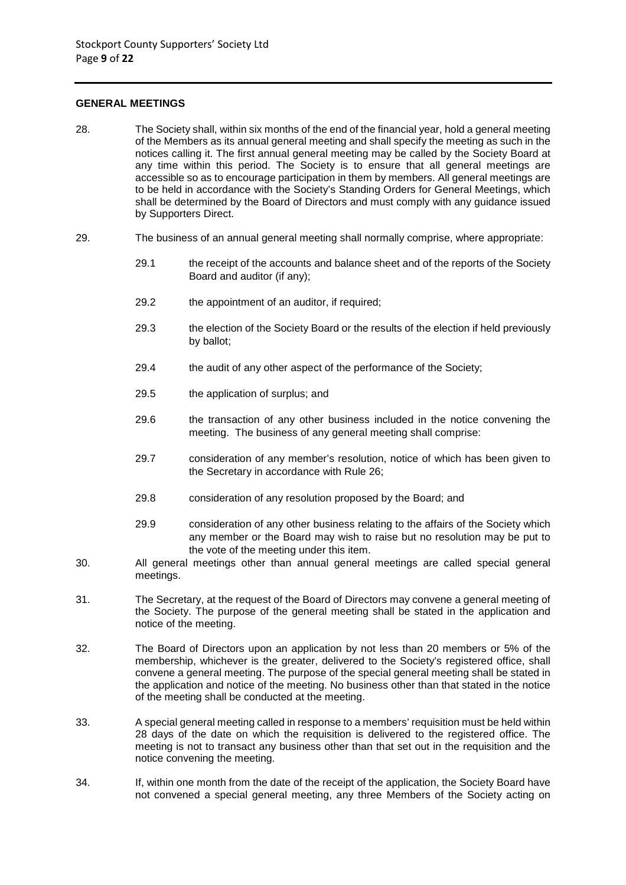**GENERAL MEETINGS**

28. The Society shall, within six months of the end of the financial year, hold a general meeting of the Members as its annual general meeting and shall specify the meeting as such in the notices calling it. The first annual general meeting may be called by the Society Board at any time within this period. The Society is to ensure that all general meetings are accessible so as to encourage participation in them by members. All general meetings are to be held in accordance with the Society's Standing Orders for General Meetings, which shall be determined by the Board of Directors and must comply with any guidance issued by Supporters Direct.

29. The business of an annual general meeting shall normally comprise, where appropriate:

    29.1 the receipt of the accounts and balance sheet and of the reports of the Society Board and auditor (if any);

    29.2 the appointment of an auditor, if required;

    29.3 the election of the Society Board or the results of the election if held previously by ballot;

    29.4 the audit of any other aspect of the performance of the Society;

    29.5 the application of surplus; and

    29.6 the transaction of any other business included in the notice convening the meeting. The business of any general meeting shall comprise:

    29.7 consideration of any member's resolution, notice of which has been given to the Secretary in accordance with Rule 26;

    29.8 consideration of any resolution proposed by the Board; and

    29.9 consideration of any other business relating to the affairs of the Society which any member or the Board may wish to raise but no resolution may be put to the vote of the meeting under this item.

30. All general meetings other than annual general meetings are called special general meetings.

31. The Secretary, at the request of the Board of Directors may convene a general meeting of the Society. The purpose of the general meeting shall be stated in the application and notice of the meeting.

32. The Board of Directors upon an application by not less than 20 members or 5% of the membership, whichever is the greater, delivered to the Society's registered office, shall convene a general meeting. The purpose of the special general meeting shall be stated in the application and notice of the meeting. No business other than that stated in the notice of the meeting shall be conducted at the meeting.

33. A special general meeting called in response to a members' requisition must be held within 28 days of the date on which the requisition is delivered to the registered office. The meeting is not to transact any business other than that set out in the requisition and the notice convening the meeting.

34. If, within one month from the date of the receipt of the application, the Society Board have not convened a special general meeting, any three Members of the Society acting on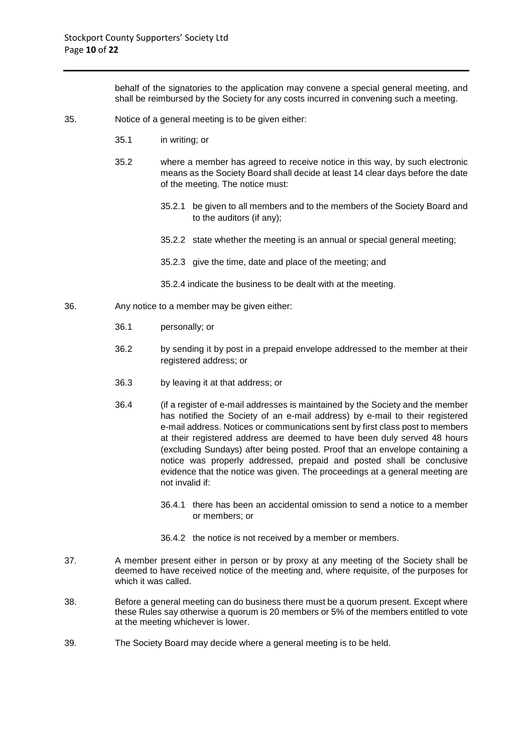behalf of the signatories to the application may convene a special general meeting, and shall be reimbursed by the Society for any costs incurred in convening such a meeting.

35. Notice of a general meeting is to be given either:

    35.1 in writing; or

    35.2 where a member has agreed to receive notice in this way, by such electronic means as the Society Board shall decide at least 14 clear days before the date of the meeting. The notice must:

        35.2.1 be given to all members and to the members of the Society Board and to the auditors (if any);

        35.2.2 state whether the meeting is an annual or special general meeting;

        35.2.3 give the time, date and place of the meeting; and

        35.2.4 indicate the business to be dealt with at the meeting.

36. Any notice to a member may be given either:

    36.1 personally; or

    36.2 by sending it by post in a prepaid envelope addressed to the member at their registered address; or

    36.3 by leaving it at that address; or

    36.4 (if a register of e-mail addresses is maintained by the Society and the member has notified the Society of an e-mail address) by e-mail to their registered e-mail address. Notices or communications sent by first class post to members at their registered address are deemed to have been duly served 48 hours (excluding Sundays) after being posted. Proof that an envelope containing a notice was properly addressed, prepaid and posted shall be conclusive evidence that the notice was given. The proceedings at a general meeting are not invalid if:

        36.4.1 there has been an accidental omission to send a notice to a member or members; or

        36.4.2 the notice is not received by a member or members.

37. A member present either in person or by proxy at any meeting of the Society shall be deemed to have received notice of the meeting and, where requisite, of the purposes for which it was called.

38. Before a general meeting can do business there must be a quorum present. Except where these Rules say otherwise a quorum is 20 members or 5% of the members entitled to vote at the meeting whichever is lower.

39. The Society Board may decide where a general meeting is to be held.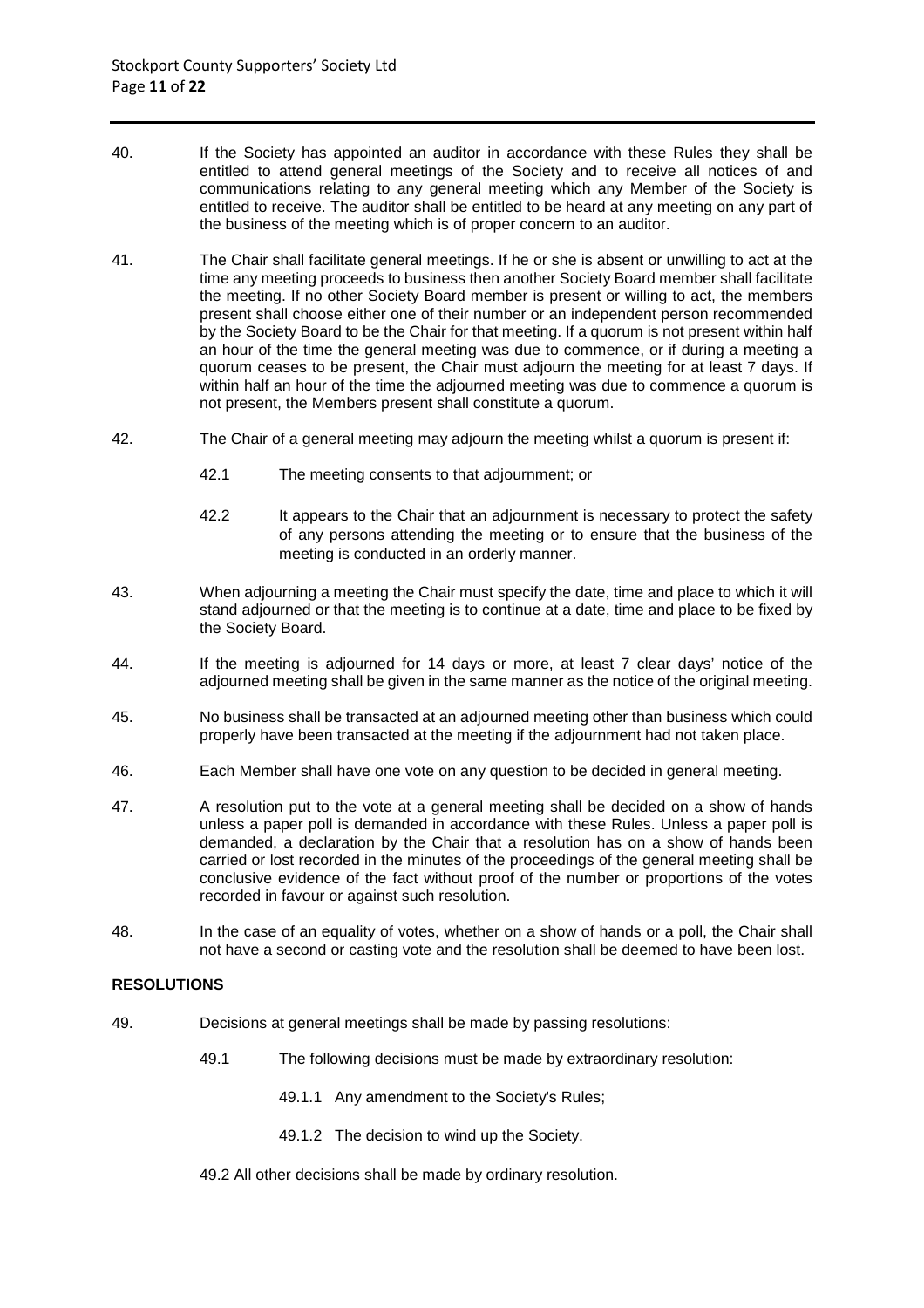40. If the Society has appointed an auditor in accordance with these Rules they shall be entitled to attend general meetings of the Society and to receive all notices of and communications relating to any general meeting which any Member of the Society is entitled to receive. The auditor shall be entitled to be heard at any meeting on any part of the business of the meeting which is of proper concern to an auditor.

41. The Chair shall facilitate general meetings. If he or she is absent or unwilling to act at the time any meeting proceeds to business then another Society Board member shall facilitate the meeting. If no other Society Board member is present or willing to act, the members present shall choose either one of their number or an independent person recommended by the Society Board to be the Chair for that meeting. If a quorum is not present within half an hour of the time the general meeting was due to commence, or if during a meeting a quorum ceases to be present, the Chair must adjourn the meeting for at least 7 days. If within half an hour of the time the adjourned meeting was due to commence a quorum is not present, the Members present shall constitute a quorum.

42. The Chair of a general meeting may adjourn the meeting whilst a quorum is present if:

    42.1 The meeting consents to that adjournment; or

    42.2 It appears to the Chair that an adjournment is necessary to protect the safety of any persons attending the meeting or to ensure that the business of the meeting is conducted in an orderly manner.

43. When adjourning a meeting the Chair must specify the date, time and place to which it will stand adjourned or that the meeting is to continue at a date, time and place to be fixed by the Society Board.

44. If the meeting is adjourned for 14 days or more, at least 7 clear days' notice of the adjourned meeting shall be given in the same manner as the notice of the original meeting.

45. No business shall be transacted at an adjourned meeting other than business which could properly have been transacted at the meeting if the adjournment had not taken place.

46. Each Member shall have one vote on any question to be decided in general meeting.

47. A resolution put to the vote at a general meeting shall be decided on a show of hands unless a paper poll is demanded in accordance with these Rules. Unless a paper poll is demanded, a declaration by the Chair that a resolution has on a show of hands been carried or lost recorded in the minutes of the proceedings of the general meeting shall be conclusive evidence of the fact without proof of the number or proportions of the votes recorded in favour or against such resolution.

48. In the case of an equality of votes, whether on a show of hands or a poll, the Chair shall not have a second or casting vote and the resolution shall be deemed to have been lost.

**RESOLUTIONS**

49. Decisions at general meetings shall be made by passing resolutions:

    49.1 The following decisions must be made by extraordinary resolution:

        49.1.1 Any amendment to the Society's Rules;

        49.1.2 The decision to wind up the Society.

    49.2 All other decisions shall be made by ordinary resolution.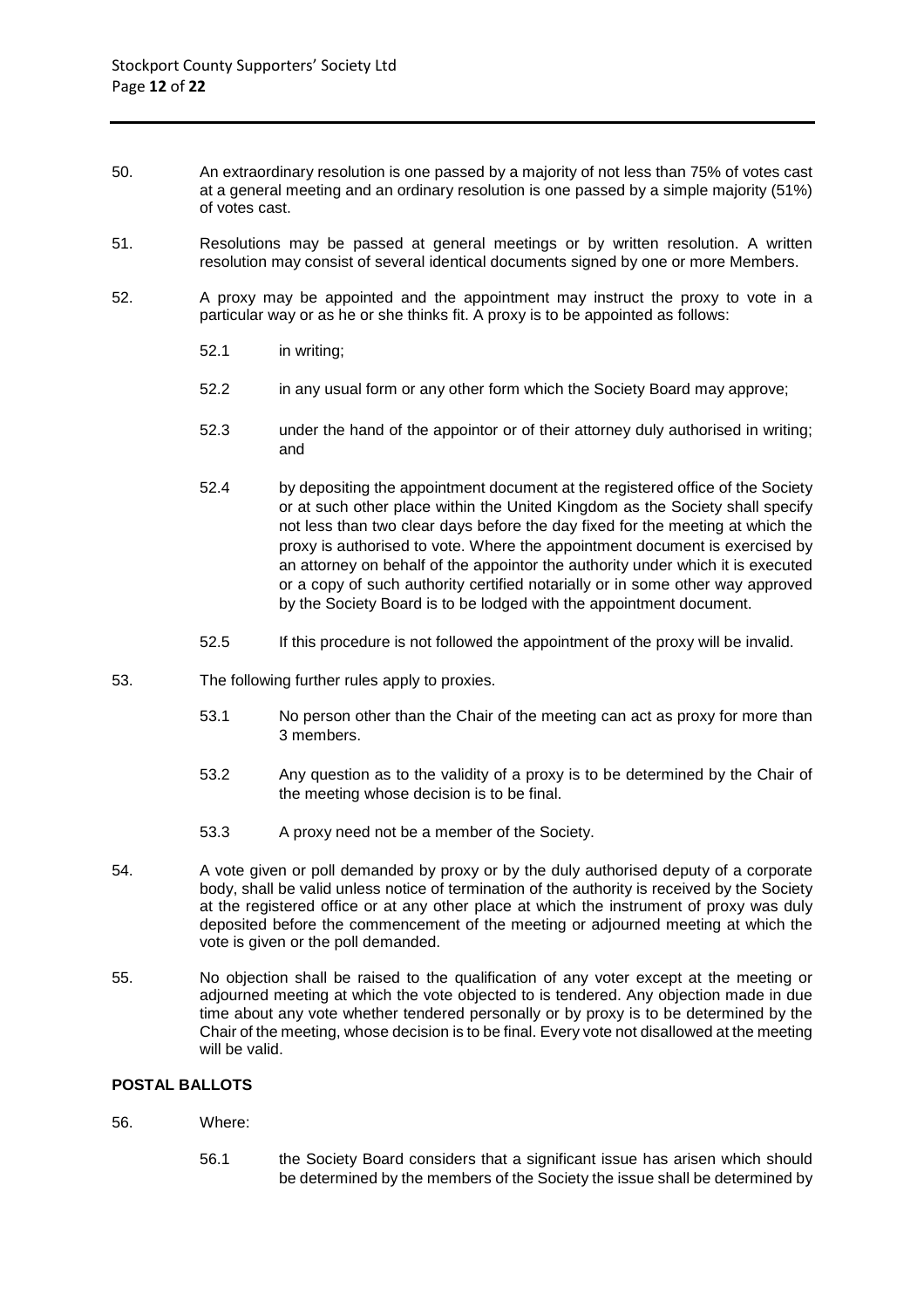50. An extraordinary resolution is one passed by a majority of not less than 75% of votes cast at a general meeting and an ordinary resolution is one passed by a simple majority (51%) of votes cast.

51. Resolutions may be passed at general meetings or by written resolution. A written resolution may consist of several identical documents signed by one or more Members.

52. A proxy may be appointed and the appointment may instruct the proxy to vote in a particular way or as he or she thinks fit. A proxy is to be appointed as follows:

    52.1 in writing;

    52.2 in any usual form or any other form which the Society Board may approve;

    52.3 under the hand of the appointor or of their attorney duly authorised in writing; and

    52.4 by depositing the appointment document at the registered office of the Society or at such other place within the United Kingdom as the Society shall specify not less than two clear days before the day fixed for the meeting at which the proxy is authorised to vote. Where the appointment document is exercised by an attorney on behalf of the appointor the authority under which it is executed or a copy of such authority certified notarially or in some other way approved by the Society Board is to be lodged with the appointment document.

    52.5 If this procedure is not followed the appointment of the proxy will be invalid.

53. The following further rules apply to proxies.

    53.1 No person other than the Chair of the meeting can act as proxy for more than 3 members.

    53.2 Any question as to the validity of a proxy is to be determined by the Chair of the meeting whose decision is to be final.

    53.3 A proxy need not be a member of the Society.

54. A vote given or poll demanded by proxy or by the duly authorised deputy of a corporate body, shall be valid unless notice of termination of the authority is received by the Society at the registered office or at any other place at which the instrument of proxy was duly deposited before the commencement of the meeting or adjourned meeting at which the vote is given or the poll demanded.

55. No objection shall be raised to the qualification of any voter except at the meeting or adjourned meeting at which the vote objected to is tendered. Any objection made in due time about any vote whether tendered personally or by proxy is to be determined by the Chair of the meeting, whose decision is to be final. Every vote not disallowed at the meeting will be valid.

**POSTAL BALLOTS**

56. Where:

    56.1 the Society Board considers that a significant issue has arisen which should be determined by the members of the Society the issue shall be determined by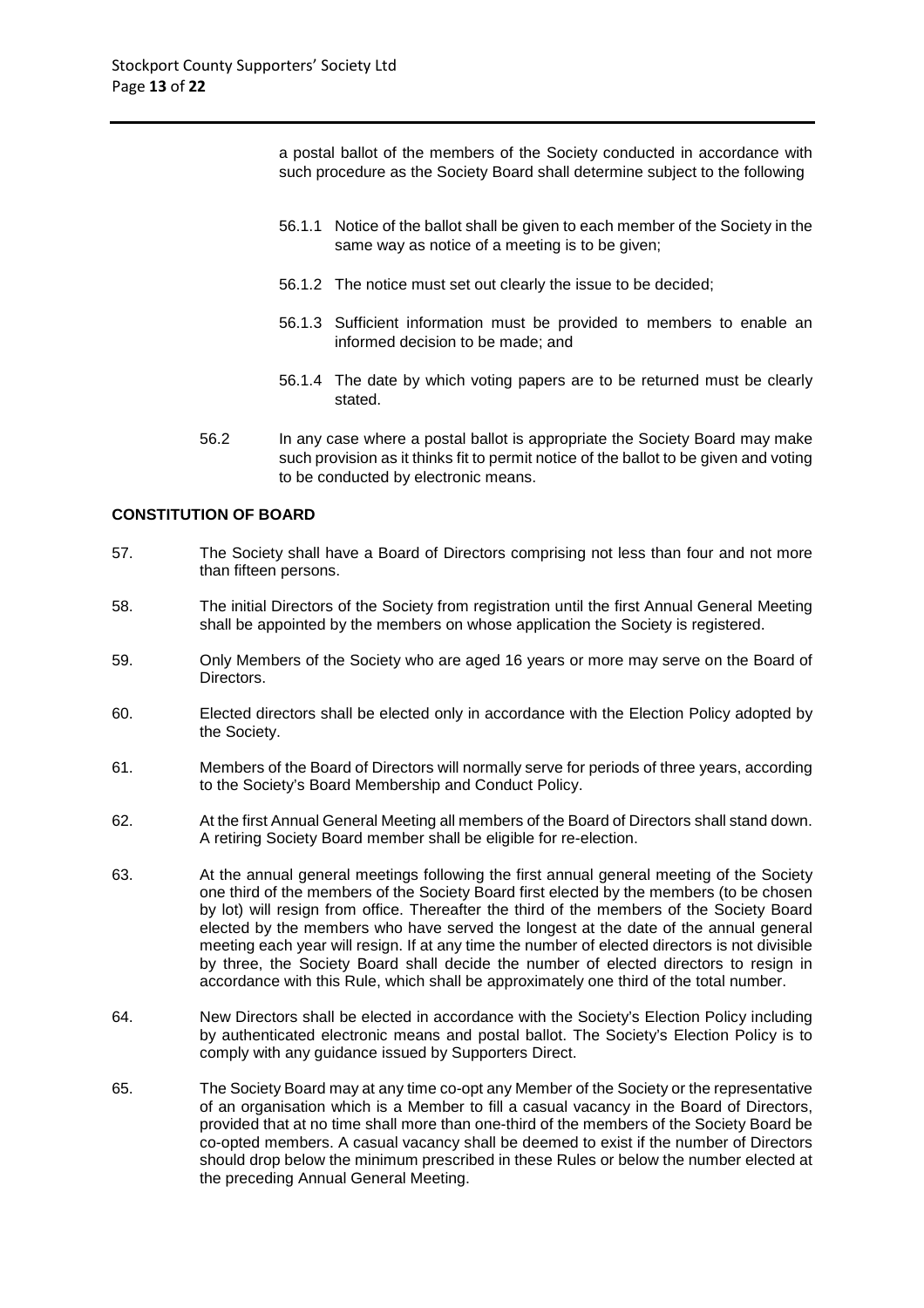a postal ballot of the members of the Society conducted in accordance with such procedure as the Society Board shall determine subject to the following

56.1.1 Notice of the ballot shall be given to each member of the Society in the same way as notice of a meeting is to be given;

56.1.2 The notice must set out clearly the issue to be decided;

56.1.3 Sufficient information must be provided to members to enable an informed decision to be made; and

56.1.4 The date by which voting papers are to be returned must be clearly stated.

56.2 In any case where a postal ballot is appropriate the Society Board may make such provision as it thinks fit to permit notice of the ballot to be given and voting to be conducted by electronic means.

**CONSTITUTION OF BOARD**

57. The Society shall have a Board of Directors comprising not less than four and not more than fifteen persons.

58. The initial Directors of the Society from registration until the first Annual General Meeting shall be appointed by the members on whose application the Society is registered.

59. Only Members of the Society who are aged 16 years or more may serve on the Board of Directors.

60. Elected directors shall be elected only in accordance with the Election Policy adopted by the Society.

61. Members of the Board of Directors will normally serve for periods of three years, according to the Society's Board Membership and Conduct Policy.

62. At the first Annual General Meeting all members of the Board of Directors shall stand down. A retiring Society Board member shall be eligible for re-election.

63. At the annual general meetings following the first annual general meeting of the Society one third of the members of the Society Board first elected by the members (to be chosen by lot) will resign from office. Thereafter the third of the members of the Society Board elected by the members who have served the longest at the date of the annual general meeting each year will resign. If at any time the number of elected directors is not divisible by three, the Society Board shall decide the number of elected directors to resign in accordance with this Rule, which shall be approximately one third of the total number.

64. New Directors shall be elected in accordance with the Society's Election Policy including by authenticated electronic means and postal ballot. The Society's Election Policy is to comply with any guidance issued by Supporters Direct.

65. The Society Board may at any time co-opt any Member of the Society or the representative of an organisation which is a Member to fill a casual vacancy in the Board of Directors, provided that at no time shall more than one-third of the members of the Society Board be co-opted members. A casual vacancy shall be deemed to exist if the number of Directors should drop below the minimum prescribed in these Rules or below the number elected at the preceding Annual General Meeting.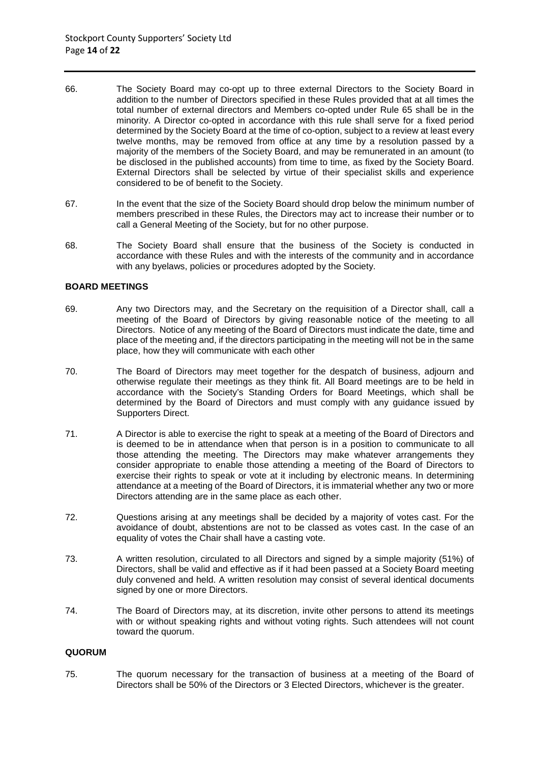66. The Society Board may co-opt up to three external Directors to the Society Board in addition to the number of Directors specified in these Rules provided that at all times the total number of external directors and Members co-opted under Rule 65 shall be in the minority. A Director co-opted in accordance with this rule shall serve for a fixed period determined by the Society Board at the time of co-option, subject to a review at least every twelve months, may be removed from office at any time by a resolution passed by a majority of the members of the Society Board, and may be remunerated in an amount (to be disclosed in the published accounts) from time to time, as fixed by the Society Board. External Directors shall be selected by virtue of their specialist skills and experience considered to be of benefit to the Society.

67. In the event that the size of the Society Board should drop below the minimum number of members prescribed in these Rules, the Directors may act to increase their number or to call a General Meeting of the Society, but for no other purpose.

68. The Society Board shall ensure that the business of the Society is conducted in accordance with these Rules and with the interests of the community and in accordance with any byelaws, policies or procedures adopted by the Society.

**BOARD MEETINGS**

69. Any two Directors may, and the Secretary on the requisition of a Director shall, call a meeting of the Board of Directors by giving reasonable notice of the meeting to all Directors. Notice of any meeting of the Board of Directors must indicate the date, time and place of the meeting and, if the directors participating in the meeting will not be in the same place, how they will communicate with each other

70. The Board of Directors may meet together for the despatch of business, adjourn and otherwise regulate their meetings as they think fit. All Board meetings are to be held in accordance with the Society's Standing Orders for Board Meetings, which shall be determined by the Board of Directors and must comply with any guidance issued by Supporters Direct.

71. A Director is able to exercise the right to speak at a meeting of the Board of Directors and is deemed to be in attendance when that person is in a position to communicate to all those attending the meeting. The Directors may make whatever arrangements they consider appropriate to enable those attending a meeting of the Board of Directors to exercise their rights to speak or vote at it including by electronic means. In determining attendance at a meeting of the Board of Directors, it is immaterial whether any two or more Directors attending are in the same place as each other.

72. Questions arising at any meetings shall be decided by a majority of votes cast. For the avoidance of doubt, abstentions are not to be classed as votes cast. In the case of an equality of votes the Chair shall have a casting vote.

73. A written resolution, circulated to all Directors and signed by a simple majority (51%) of Directors, shall be valid and effective as if it had been passed at a Society Board meeting duly convened and held. A written resolution may consist of several identical documents signed by one or more Directors.

74. The Board of Directors may, at its discretion, invite other persons to attend its meetings with or without speaking rights and without voting rights. Such attendees will not count toward the quorum.

**QUORUM**

75. The quorum necessary for the transaction of business at a meeting of the Board of Directors shall be 50% of the Directors or 3 Elected Directors, whichever is the greater.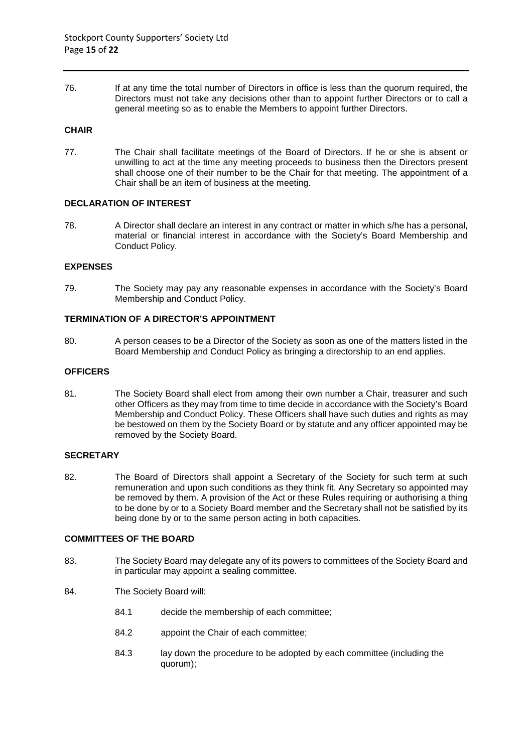76. If at any time the total number of Directors in office is less than the quorum required, the Directors must not take any decisions other than to appoint further Directors or to call a general meeting so as to enable the Members to appoint further Directors.

**CHAIR**

77. The Chair shall facilitate meetings of the Board of Directors. If he or she is absent or unwilling to act at the time any meeting proceeds to business then the Directors present shall choose one of their number to be the Chair for that meeting. The appointment of a Chair shall be an item of business at the meeting.

**DECLARATION OF INTEREST**

78. A Director shall declare an interest in any contract or matter in which s/he has a personal, material or financial interest in accordance with the Society's Board Membership and Conduct Policy.

**EXPENSES**

79. The Society may pay any reasonable expenses in accordance with the Society's Board Membership and Conduct Policy.

**TERMINATION OF A DIRECTOR'S APPOINTMENT**

80. A person ceases to be a Director of the Society as soon as one of the matters listed in the Board Membership and Conduct Policy as bringing a directorship to an end applies.

**OFFICERS**

81. The Society Board shall elect from among their own number a Chair, treasurer and such other Officers as they may from time to time decide in accordance with the Society's Board Membership and Conduct Policy. These Officers shall have such duties and rights as may be bestowed on them by the Society Board or by statute and any officer appointed may be removed by the Society Board.

**SECRETARY**

82. The Board of Directors shall appoint a Secretary of the Society for such term at such remuneration and upon such conditions as they think fit. Any Secretary so appointed may be removed by them. A provision of the Act or these Rules requiring or authorising a thing to be done by or to a Society Board member and the Secretary shall not be satisfied by its being done by or to the same person acting in both capacities.

**COMMITTEES OF THE BOARD**

83. The Society Board may delegate any of its powers to committees of the Society Board and in particular may appoint a sealing committee.

84. The Society Board will:

  84.1 decide the membership of each committee;

  84.2 appoint the Chair of each committee;

  84.3 lay down the procedure to be adopted by each committee (including the quorum);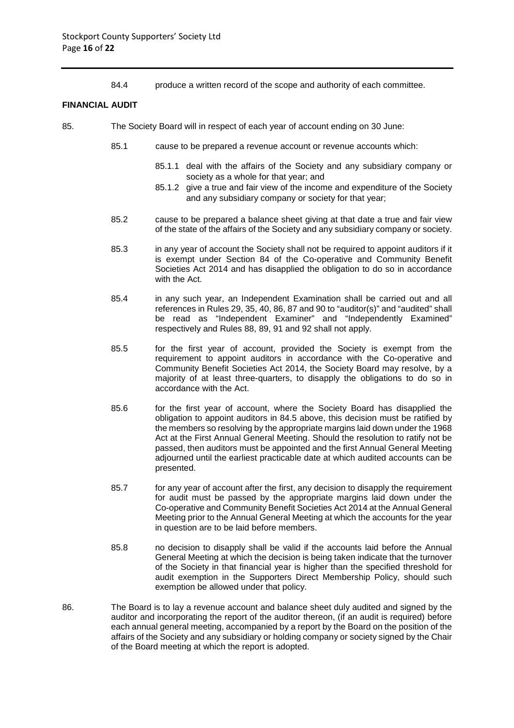84.4 produce a written record of the scope and authority of each committee.

**FINANCIAL AUDIT**

85. The Society Board will in respect of each year of account ending on 30 June:

85.1 cause to be prepared a revenue account or revenue accounts which:

85.1.1 deal with the affairs of the Society and any subsidiary company or society as a whole for that year; and

85.1.2 give a true and fair view of the income and expenditure of the Society and any subsidiary company or society for that year;

85.2 cause to be prepared a balance sheet giving at that date a true and fair view of the state of the affairs of the Society and any subsidiary company or society.

85.3 in any year of account the Society shall not be required to appoint auditors if it is exempt under Section 84 of the Co-operative and Community Benefit Societies Act 2014 and has disapplied the obligation to do so in accordance with the Act.

85.4 in any such year, an Independent Examination shall be carried out and all references in Rules 29, 35, 40, 86, 87 and 90 to "auditor(s)" and "audited" shall be read as "Independent Examiner" and "Independently Examined" respectively and Rules 88, 89, 91 and 92 shall not apply.

85.5 for the first year of account, provided the Society is exempt from the requirement to appoint auditors in accordance with the Co-operative and Community Benefit Societies Act 2014, the Society Board may resolve, by a majority of at least three-quarters, to disapply the obligations to do so in accordance with the Act.

85.6 for the first year of account, where the Society Board has disapplied the obligation to appoint auditors in 84.5 above, this decision must be ratified by the members so resolving by the appropriate margins laid down under the 1968 Act at the First Annual General Meeting. Should the resolution to ratify not be passed, then auditors must be appointed and the first Annual General Meeting adjourned until the earliest practicable date at which audited accounts can be presented.

85.7 for any year of account after the first, any decision to disapply the requirement for audit must be passed by the appropriate margins laid down under the Co-operative and Community Benefit Societies Act 2014 at the Annual General Meeting prior to the Annual General Meeting at which the accounts for the year in question are to be laid before members.

85.8 no decision to disapply shall be valid if the accounts laid before the Annual General Meeting at which the decision is being taken indicate that the turnover of the Society in that financial year is higher than the specified threshold for audit exemption in the Supporters Direct Membership Policy, should such exemption be allowed under that policy.

86. The Board is to lay a revenue account and balance sheet duly audited and signed by the auditor and incorporating the report of the auditor thereon, (if an audit is required) before each annual general meeting, accompanied by a report by the Board on the position of the affairs of the Society and any subsidiary or holding company or society signed by the Chair of the Board meeting at which the report is adopted.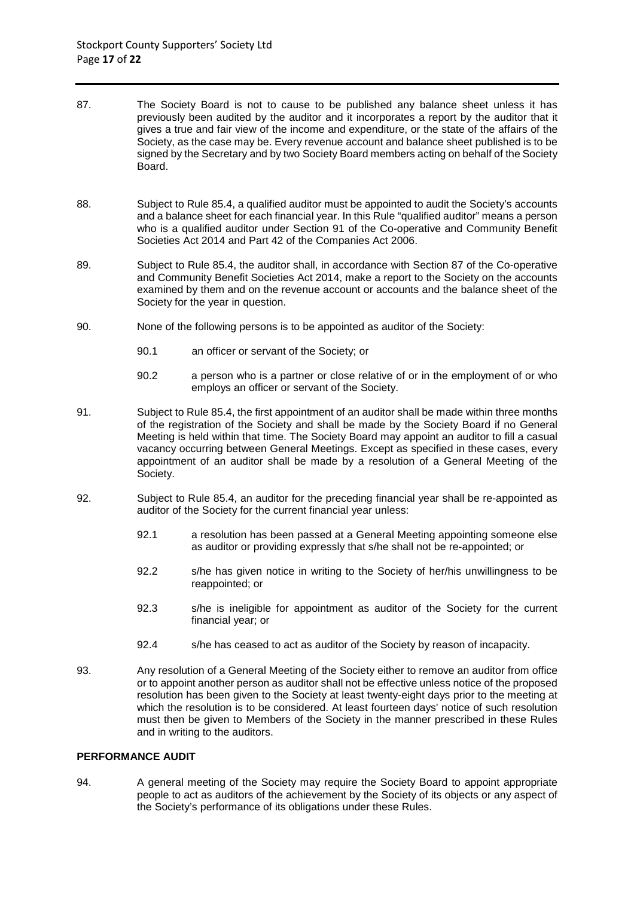87. The Society Board is not to cause to be published any balance sheet unless it has previously been audited by the auditor and it incorporates a report by the auditor that it gives a true and fair view of the income and expenditure, or the state of the affairs of the Society, as the case may be. Every revenue account and balance sheet published is to be signed by the Secretary and by two Society Board members acting on behalf of the Society Board.

88. Subject to Rule 85.4, a qualified auditor must be appointed to audit the Society's accounts and a balance sheet for each financial year. In this Rule "qualified auditor" means a person who is a qualified auditor under Section 91 of the Co-operative and Community Benefit Societies Act 2014 and Part 42 of the Companies Act 2006.

89. Subject to Rule 85.4, the auditor shall, in accordance with Section 87 of the Co-operative and Community Benefit Societies Act 2014, make a report to the Society on the accounts examined by them and on the revenue account or accounts and the balance sheet of the Society for the year in question.

90. None of the following persons is to be appointed as auditor of the Society:

    90.1 an officer or servant of the Society; or

    90.2 a person who is a partner or close relative of or in the employment of or who employs an officer or servant of the Society.

91. Subject to Rule 85.4, the first appointment of an auditor shall be made within three months of the registration of the Society and shall be made by the Society Board if no General Meeting is held within that time. The Society Board may appoint an auditor to fill a casual vacancy occurring between General Meetings. Except as specified in these cases, every appointment of an auditor shall be made by a resolution of a General Meeting of the Society.

92. Subject to Rule 85.4, an auditor for the preceding financial year shall be re-appointed as auditor of the Society for the current financial year unless:

    92.1 a resolution has been passed at a General Meeting appointing someone else as auditor or providing expressly that s/he shall not be re-appointed; or

    92.2 s/he has given notice in writing to the Society of her/his unwillingness to be reappointed; or

    92.3 s/he is ineligible for appointment as auditor of the Society for the current financial year; or

    92.4 s/he has ceased to act as auditor of the Society by reason of incapacity.

93. Any resolution of a General Meeting of the Society either to remove an auditor from office or to appoint another person as auditor shall not be effective unless notice of the proposed resolution has been given to the Society at least twenty-eight days prior to the meeting at which the resolution is to be considered. At least fourteen days' notice of such resolution must then be given to Members of the Society in the manner prescribed in these Rules and in writing to the auditors.

**PERFORMANCE AUDIT**

94. A general meeting of the Society may require the Society Board to appoint appropriate people to act as auditors of the achievement by the Society of its objects or any aspect of the Society's performance of its obligations under these Rules.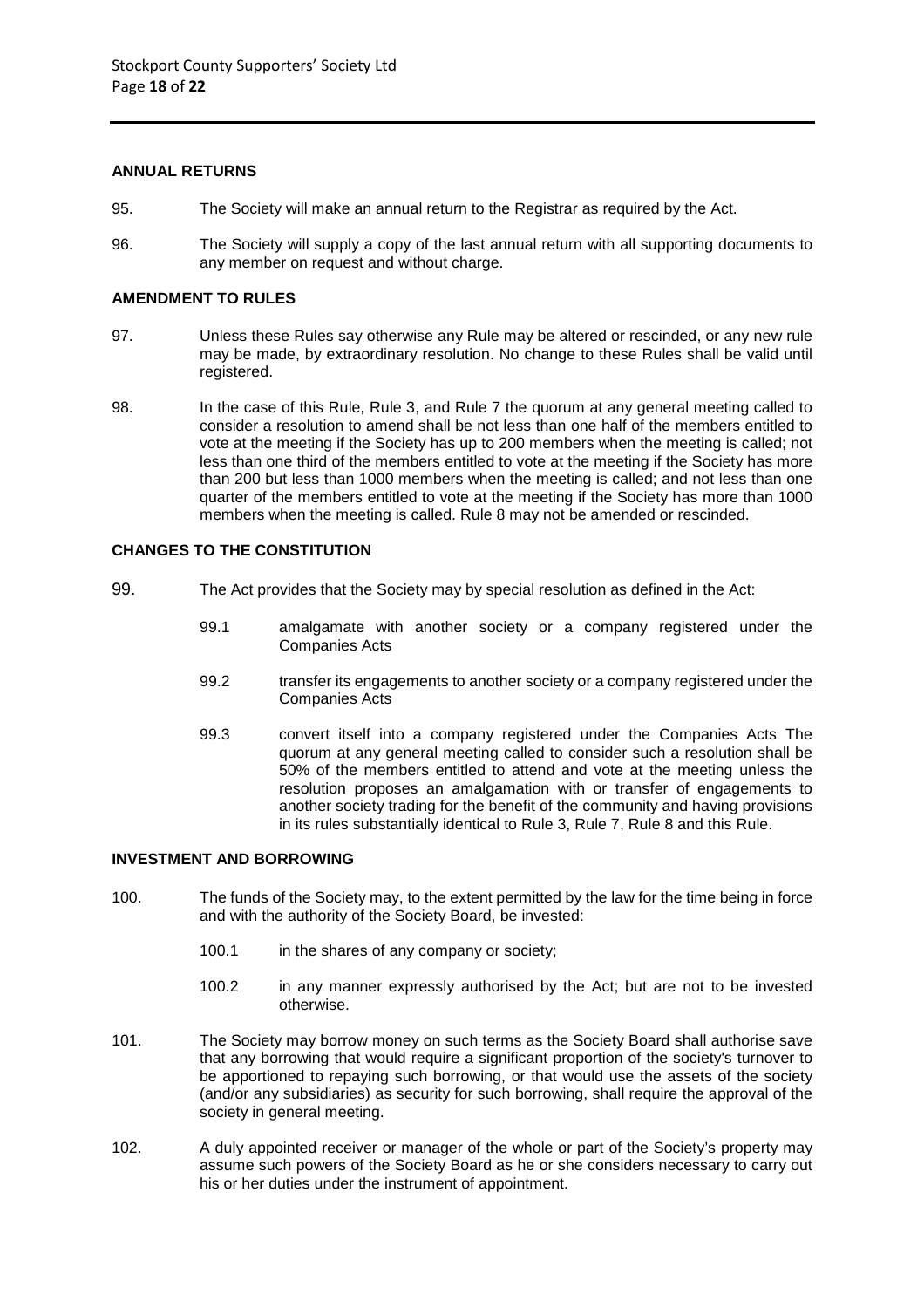## ANNUAL RETURNS

95. The Society will make an annual return to the Registrar as required by the Act.

96. The Society will supply a copy of the last annual return with all supporting documents to any member on request and without charge.

## AMENDMENT TO RULES

97. Unless these Rules say otherwise any Rule may be altered or rescinded, or any new rule may be made, by extraordinary resolution. No change to these Rules shall be valid until registered.

98. In the case of this Rule, Rule 3, and Rule 7 the quorum at any general meeting called to consider a resolution to amend shall be not less than one half of the members entitled to vote at the meeting if the Society has up to 200 members when the meeting is called; not less than one third of the members entitled to vote at the meeting if the Society has more than 200 but less than 1000 members when the meeting is called; and not less than one quarter of the members entitled to vote at the meeting if the Society has more than 1000 members when the meeting is called. Rule 8 may not be amended or rescinded.

## CHANGES TO THE CONSTITUTION

99. The Act provides that the Society may by special resolution as defined in the Act:

  99.1 amalgamate with another society or a company registered under the Companies Acts

  99.2 transfer its engagements to another society or a company registered under the Companies Acts

  99.3 convert itself into a company registered under the Companies Acts The quorum at any general meeting called to consider such a resolution shall be 50% of the members entitled to attend and vote at the meeting unless the resolution proposes an amalgamation with or transfer of engagements to another society trading for the benefit of the community and having provisions in its rules substantially identical to Rule 3, Rule 7, Rule 8 and this Rule.

## INVESTMENT AND BORROWING

100. The funds of the Society may, to the extent permitted by the law for the time being in force and with the authority of the Society Board, be invested:

  100.1 in the shares of any company or society;

  100.2 in any manner expressly authorised by the Act; but are not to be invested otherwise.

101. The Society may borrow money on such terms as the Society Board shall authorise save that any borrowing that would require a significant proportion of the society's turnover to be apportioned to repaying such borrowing, or that would use the assets of the society (and/or any subsidiaries) as security for such borrowing, shall require the approval of the society in general meeting.

102. A duly appointed receiver or manager of the whole or part of the Society's property may assume such powers of the Society Board as he or she considers necessary to carry out his or her duties under the instrument of appointment.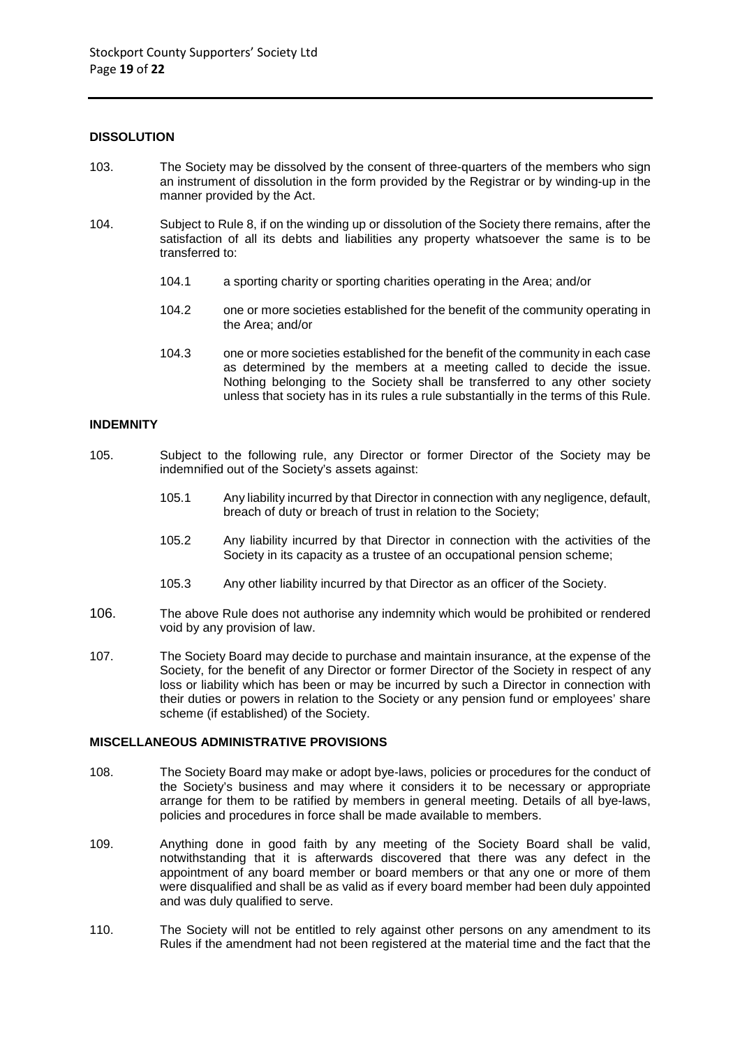## DISSOLUTION

103. The Society may be dissolved by the consent of three-quarters of the members who sign an instrument of dissolution in the form provided by the Registrar or by winding-up in the manner provided by the Act.

104. Subject to Rule 8, if on the winding up or dissolution of the Society there remains, after the satisfaction of all its debts and liabilities any property whatsoever the same is to be transferred to:

    104.1 a sporting charity or sporting charities operating in the Area; and/or

    104.2 one or more societies established for the benefit of the community operating in the Area; and/or

    104.3 one or more societies established for the benefit of the community in each case as determined by the members at a meeting called to decide the issue. Nothing belonging to the Society shall be transferred to any other society unless that society has in its rules a rule substantially in the terms of this Rule.

## INDEMNITY

105. Subject to the following rule, any Director or former Director of the Society may be indemnified out of the Society's assets against:

    105.1 Any liability incurred by that Director in connection with any negligence, default, breach of duty or breach of trust in relation to the Society;

    105.2 Any liability incurred by that Director in connection with the activities of the Society in its capacity as a trustee of an occupational pension scheme;

    105.3 Any other liability incurred by that Director as an officer of the Society.

106. The above Rule does not authorise any indemnity which would be prohibited or rendered void by any provision of law.

107. The Society Board may decide to purchase and maintain insurance, at the expense of the Society, for the benefit of any Director or former Director of the Society in respect of any loss or liability which has been or may be incurred by such a Director in connection with their duties or powers in relation to the Society or any pension fund or employees' share scheme (if established) of the Society.

## MISCELLANEOUS ADMINISTRATIVE PROVISIONS

108. The Society Board may make or adopt bye-laws, policies or procedures for the conduct of the Society's business and may where it considers it to be necessary or appropriate arrange for them to be ratified by members in general meeting. Details of all bye-laws, policies and procedures in force shall be made available to members.

109. Anything done in good faith by any meeting of the Society Board shall be valid, notwithstanding that it is afterwards discovered that there was any defect in the appointment of any board member or board members or that any one or more of them were disqualified and shall be as valid as if every board member had been duly appointed and was duly qualified to serve.

110. The Society will not be entitled to rely against other persons on any amendment to its Rules if the amendment had not been registered at the material time and the fact that the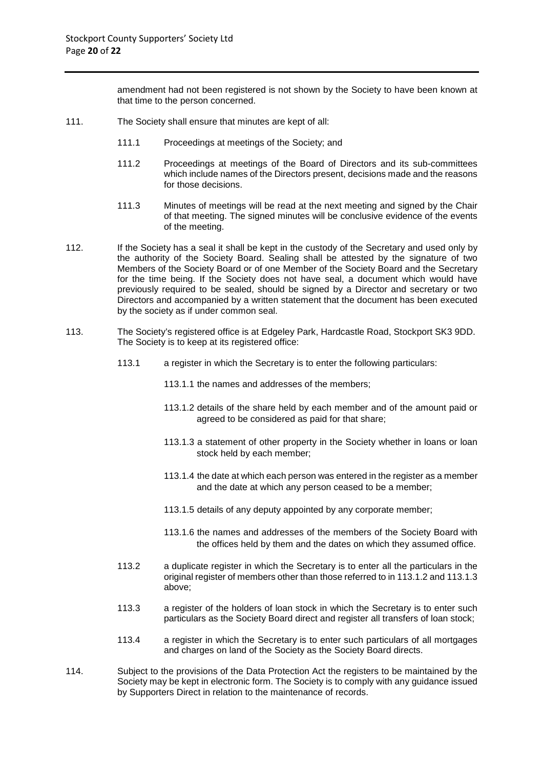amendment had not been registered is not shown by the Society to have been known at that time to the person concerned.

111. The Society shall ensure that minutes are kept of all:

 111.1 Proceedings at meetings of the Society; and

 111.2 Proceedings at meetings of the Board of Directors and its sub-committees which include names of the Directors present, decisions made and the reasons for those decisions.

 111.3 Minutes of meetings will be read at the next meeting and signed by the Chair of that meeting. The signed minutes will be conclusive evidence of the events of the meeting.

112. If the Society has a seal it shall be kept in the custody of the Secretary and used only by the authority of the Society Board. Sealing shall be attested by the signature of two Members of the Society Board or of one Member of the Society Board and the Secretary for the time being. If the Society does not have seal, a document which would have previously required to be sealed, should be signed by a Director and secretary or two Directors and accompanied by a written statement that the document has been executed by the society as if under common seal.

113. The Society's registered office is at Edgeley Park, Hardcastle Road, Stockport SK3 9DD. The Society is to keep at its registered office:

 113.1 a register in which the Secretary is to enter the following particulars:

  113.1.1 the names and addresses of the members;

  113.1.2 details of the share held by each member and of the amount paid or agreed to be considered as paid for that share;

  113.1.3 a statement of other property in the Society whether in loans or loan stock held by each member;

  113.1.4 the date at which each person was entered in the register as a member and the date at which any person ceased to be a member;

  113.1.5 details of any deputy appointed by any corporate member;

  113.1.6 the names and addresses of the members of the Society Board with the offices held by them and the dates on which they assumed office.

 113.2 a duplicate register in which the Secretary is to enter all the particulars in the original register of members other than those referred to in 113.1.2 and 113.1.3 above;

 113.3 a register of the holders of loan stock in which the Secretary is to enter such particulars as the Society Board direct and register all transfers of loan stock;

 113.4 a register in which the Secretary is to enter such particulars of all mortgages and charges on land of the Society as the Society Board directs.

114. Subject to the provisions of the Data Protection Act the registers to be maintained by the Society may be kept in electronic form. The Society is to comply with any guidance issued by Supporters Direct in relation to the maintenance of records.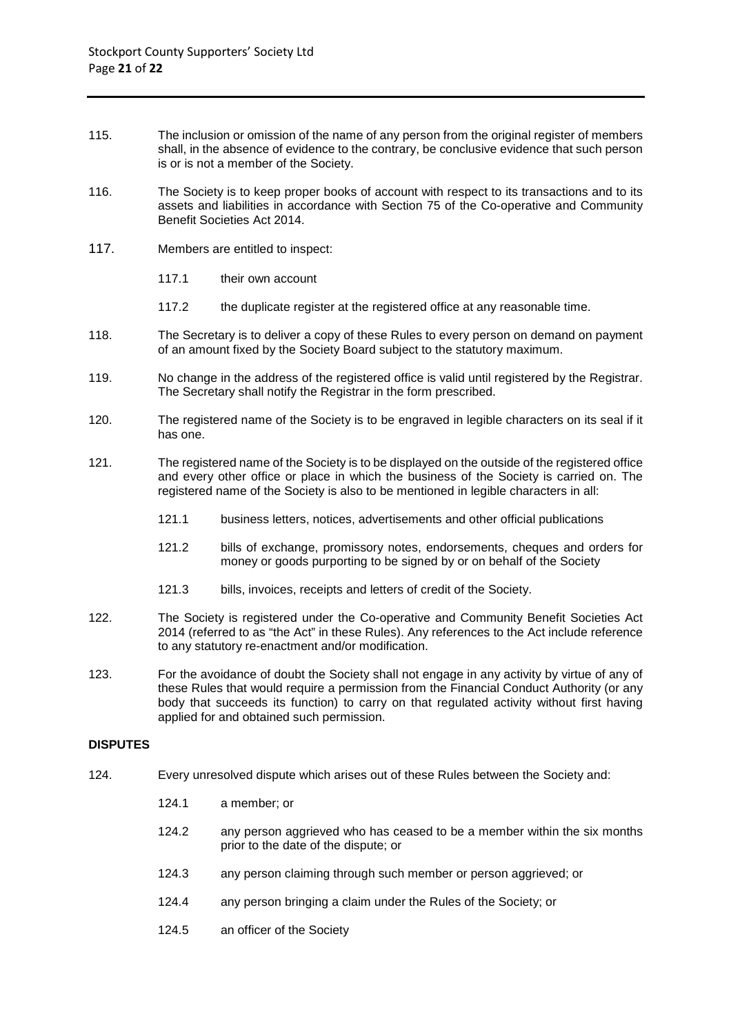115. The inclusion or omission of the name of any person from the original register of members shall, in the absence of evidence to the contrary, be conclusive evidence that such person is or is not a member of the Society.

116. The Society is to keep proper books of account with respect to its transactions and to its assets and liabilities in accordance with Section 75 of the Co-operative and Community Benefit Societies Act 2014.

117. Members are entitled to inspect:

    117.1 their own account

    117.2 the duplicate register at the registered office at any reasonable time.

118. The Secretary is to deliver a copy of these Rules to every person on demand on payment of an amount fixed by the Society Board subject to the statutory maximum.

119. No change in the address of the registered office is valid until registered by the Registrar. The Secretary shall notify the Registrar in the form prescribed.

120. The registered name of the Society is to be engraved in legible characters on its seal if it has one.

121. The registered name of the Society is to be displayed on the outside of the registered office and every other office or place in which the business of the Society is carried on. The registered name of the Society is also to be mentioned in legible characters in all:

    121.1 business letters, notices, advertisements and other official publications

    121.2 bills of exchange, promissory notes, endorsements, cheques and orders for money or goods purporting to be signed by or on behalf of the Society

    121.3 bills, invoices, receipts and letters of credit of the Society.

122. The Society is registered under the Co-operative and Community Benefit Societies Act 2014 (referred to as "the Act" in these Rules). Any references to the Act include reference to any statutory re-enactment and/or modification.

123. For the avoidance of doubt the Society shall not engage in any activity by virtue of any of these Rules that would require a permission from the Financial Conduct Authority (or any body that succeeds its function) to carry on that regulated activity without first having applied for and obtained such permission.

**DISPUTES**

124. Every unresolved dispute which arises out of these Rules between the Society and:

    124.1 a member; or

    124.2 any person aggrieved who has ceased to be a member within the six months prior to the date of the dispute; or

    124.3 any person claiming through such member or person aggrieved; or

    124.4 any person bringing a claim under the Rules of the Society; or

    124.5 an officer of the Society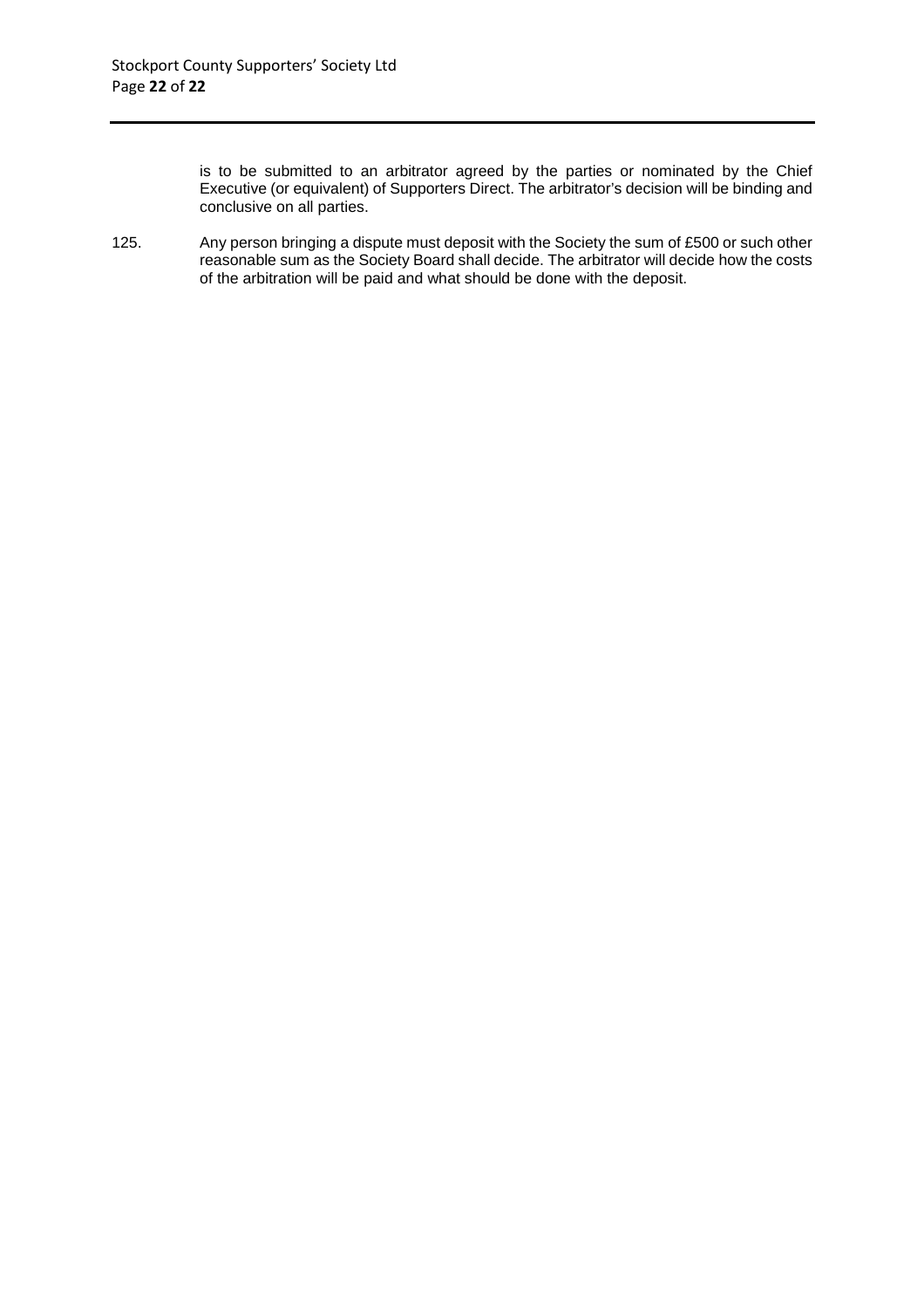is to be submitted to an arbitrator agreed by the parties or nominated by the Chief Executive (or equivalent) of Supporters Direct. The arbitrator's decision will be binding and conclusive on all parties.

125. Any person bringing a dispute must deposit with the Society the sum of £500 or such other reasonable sum as the Society Board shall decide. The arbitrator will decide how the costs of the arbitration will be paid and what should be done with the deposit.